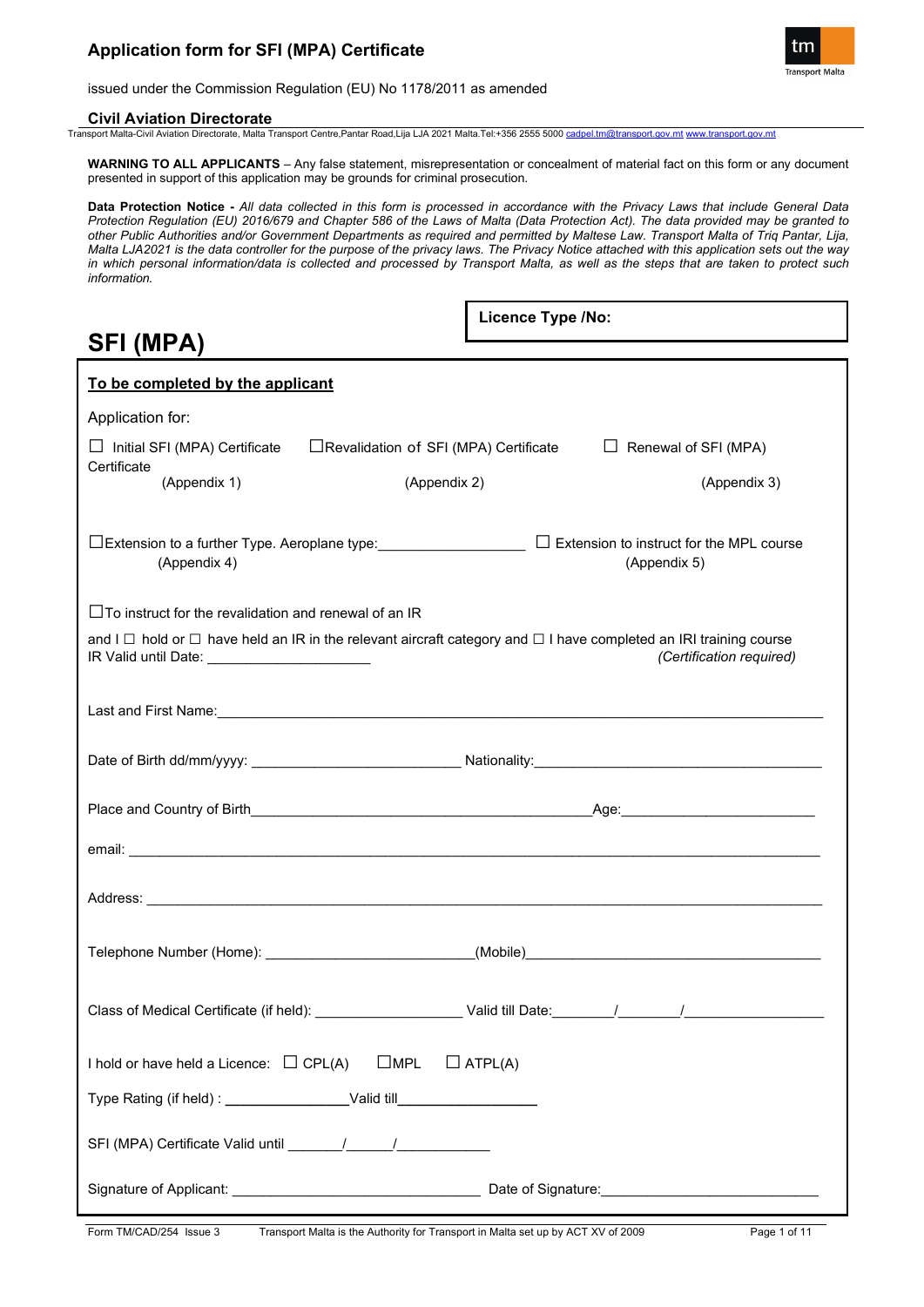# Application form for SFI (MPA) Certificate

issued under the Commission Regulation (EU) No 1178/2011 as amended

**Civil Aviation Directorate**

Transport Malta-Civil Aviation Directorate, Malta Transport Centre,Pantar Road,Lija LJA 2021 Malta.Tel:+356 2555 5000 cadpel.tm@transport.gov.mt www.transport.gov.mt

**WARNING TO ALL APPLICANTS** – Any false statement, misrepresentation or concealment of material fact on this form or any document presented in support of this application may be grounds for criminal prosecution.

**Data Protection Notice -** *All data collected in this form is processed in accordance with the Privacy Laws that include General Data Protection Regulation (EU) 2016/679 and Chapter 586 of the Laws of Malta (Data Protection Act). The data provided may be granted to other Public Authorities and/or Government Departments as required and permitted by Maltese Law. Transport Malta of Triq Pantar, Lija, Malta LJA2021 is the data controller for the purpose of the privacy laws. The Privacy Notice attached with this application sets out the way in which personal information/data is collected and processed by Transport Malta, as well as the steps that are taken to protect such information.*

**Licence Type /No:**

# SFI (MPA)

**To be completed by the applicant**

Application for:

☐ Initial SFI (MPA) Certificate (Appendix 1)

☐ Revalidation of SFI (MPA) Certificate (Appendix 2)

☐ Renewal of SFI (MPA) Certificate (Appendix 3)

☐ Extension to a further Type. Aeroplane type:__________________ (Appendix 4)

☐ Extension to instruct for the MPL course (Appendix 5)

☐ To instruct for the revalidation and renewal of an IR

and I ☐ hold or ☐ have held an IR in the relevant aircraft category and ☐ I have completed an IRI training course *(Certification required)*

IR Valid until Date: ____________________

Last and First Name:____________________________________________________________

Date of Birth dd/mm/yyyy: __________________________ Nationality:____________________________________

Place and Country of Birth____________________________________________Age:________________________

email: ____________________________________________________________________________

Address: __________________________________________________________________________

Telephone Number (Home): _________________________(Mobile)_____________________________________

Class of Medical Certificate (if held): __________________ Valid till Date:_______/_______/_________________

I hold or have held a Licence: ☐ CPL(A) ☐ MPL ☐ ATPL(A)

Type Rating (if held) : ________________Valid till__________________

SFI (MPA) Certificate Valid until _______/______/____________

Signature of Applicant: ________________________________ Date of Signature:___________________________

Form TM/CAD/254 Issue 3 Transport Malta is the Authority for Transport in Malta set up by ACT XV of 2009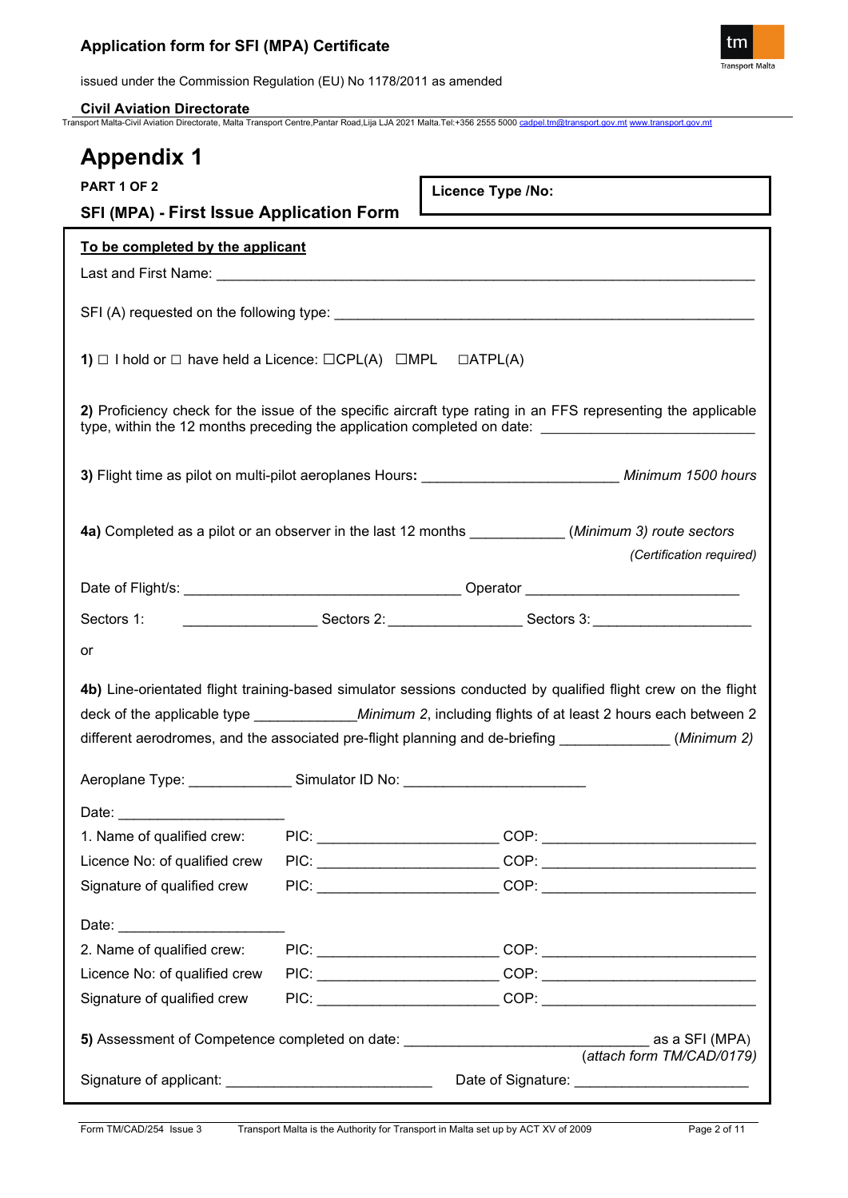# Appendix 1

**PART 1 OF 2**

**SFI (MPA) - First Issue Application Form**

**Licence Type /No:**

**To be completed by the applicant**

Last and First Name: ___________________________________________________________________

SFI (A) requested on the following type: _______________________________________________

**1)** ☐ I hold or ☐ have held a Licence: ☐CPL(A) ☐MPL ☐ATPL(A)

**2)** Proficiency check for the issue of the specific aircraft type rating in an FFS representing the applicable type, within the 12 months preceding the application completed on date: _________________________

**3)** Flight time as pilot on multi-pilot aeroplanes Hours**:** ________________________ *Minimum 1500 hours*

**4a)** Completed as a pilot or an observer in the last 12 months ___________ (*Minimum 3) route sectors*

*(Certification required)*

Date of Flight/s: __________________________________ Operator __________________________

Sectors 1: ________________ Sectors 2: ________________ Sectors 3: ___________________

or

**4b)** Line-orientated flight training-based simulator sessions conducted by qualified flight crew on the flight deck of the applicable type ____________*Minimum 2*, including flights of at least 2 hours each between 2 different aerodromes, and the associated pre-flight planning and de-briefing _____________ (*Minimum 2)*

Aeroplane Type: _____________ Simulator ID No: ______________________

Date: ____________________

| | | |
|---|---|---|
| 1. Name of qualified crew: | PIC: ______________________ | COP: __________________________ |
| Licence No: of qualified crew | PIC: ______________________ | COP: __________________________ |
| Signature of qualified crew | PIC: ______________________ | COP: __________________________ |

Date: ____________________

| | | |
|---|---|---|
| 2. Name of qualified crew: | PIC: ______________________ | COP: __________________________ |
| Licence No: of qualified crew | PIC: ______________________ | COP: __________________________ |
| Signature of qualified crew | PIC: ______________________ | COP: __________________________ |

**5)** Assessment of Competence completed on date: _____________________________ as a SFI (MPA) *(attach form TM/CAD/0179)*

Signature of applicant: _________________________ Date of Signature: _____________________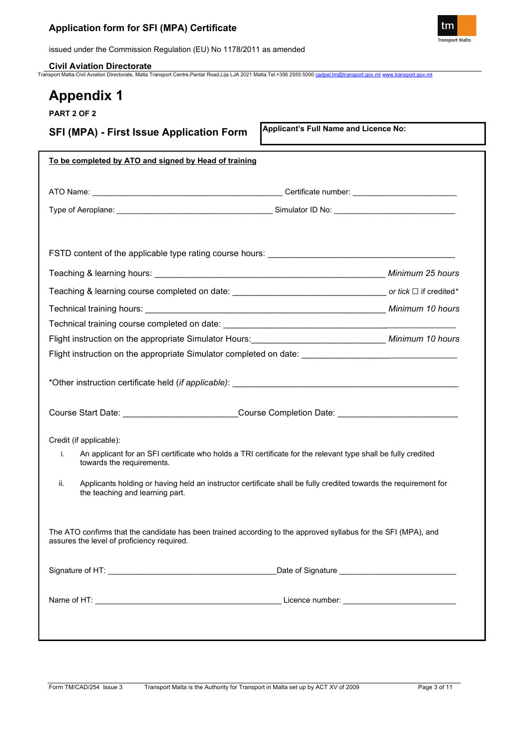# Appendix 1

**PART 2 OF 2**

## SFI (MPA) - First Issue Application Form

**Applicant's Full Name and Licence No:**

**To be completed by ATO and signed by Head of training**

ATO Name: ___________________________________________ Certificate number: _______________________

Type of Aeroplane: ___________________________________ Simulator ID No: ____________________________

FSTD content of the applicable type rating course hours: ________________________________________

Teaching & learning hours: ___________________________________________________ *Minimum 25 hours*

Teaching & learning course completed on date: __________________________________ *or tick* ☐ if credited*

Technical training hours: _____________________________________________________ *Minimum 10 hours*

Technical training course completed on date: _______________________________________________________

Flight instruction on the appropriate Simulator Hours:_____________________________ *Minimum 10 hours*

Flight instruction on the appropriate Simulator completed on date: _________________________________

*Other instruction certificate held (*if applicable*): ________________________________________________

Course Start Date: ________________________Course Completion Date: _________________________

Credit (if applicable):

i. An applicant for an SFI certificate who holds a TRI certificate for the relevant type shall be fully credited towards the requirements.

ii. Applicants holding or having held an instructor certificate shall be fully credited towards the requirement for the teaching and learning part.

The ATO confirms that the candidate has been trained according to the approved syllabus for the SFI (MPA), and assures the level of proficiency required.

Signature of HT: _____________________________________Date of Signature __________________________

Name of HT: ________________________________________ Licence number: _________________________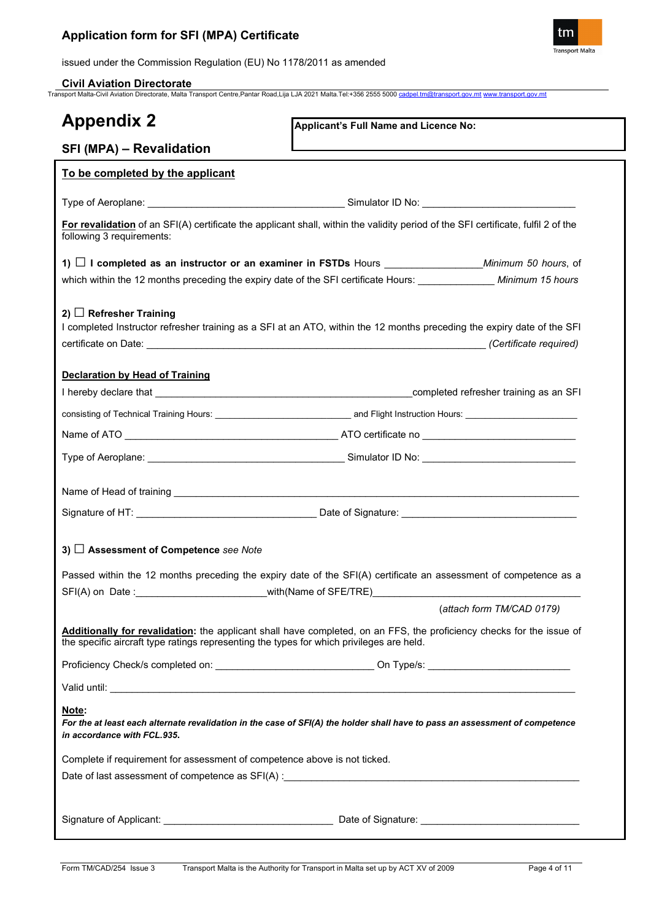# Appendix 2

## SFI (MPA) – Revalidation

**Applicant's Full Name and Licence No:**

**To be completed by the applicant**

Type of Aeroplane: ____________________________________ Simulator ID No: ____________________________

**For revalidation** of an SFI(A) certificate the applicant shall, within the validity period of the SFI certificate, fulfil 2 of the following 3 requirements:

**1) ☐ I completed as an instructor or an examiner in FSTDs** Hours _________________ *Minimum 50 hours*, of which within the 12 months preceding the expiry date of the SFI certificate Hours: ______________ *Minimum 15 hours*

**2) ☐ Refresher Training**

I completed Instructor refresher training as a SFI at an ATO, within the 12 months preceding the expiry date of the SFI certificate on Date: ______________________________________________________________ *(Certificate required)*

**Declaration by Head of Training**

I hereby declare that ______________________________________________ completed refresher training as an SFI

consisting of Technical Training Hours: ____________________________ and Flight Instruction Hours: ______________________

Name of ATO _______________________________________ ATO certificate no ____________________________

Type of Aeroplane: ____________________________________ Simulator ID No: ____________________________

Name of Head of training ______________________________________________________________________________

Signature of HT: _________________________________ Date of Signature: ________________________________

**3) ☐ Assessment of Competence** *see Note*

Passed within the 12 months preceding the expiry date of the SFI(A) certificate an assessment of competence as a SFI(A) on Date :_______________________ with(Name of SFE/TRE)______________________________________

(*attach form TM/CAD 0179)*

**Additionally for revalidation:** the applicant shall have completed, on an FFS, the proficiency checks for the issue of the specific aircraft type ratings representing the types for which privileges are held.

Proficiency Check/s completed on: _____________________________ On Type/s: __________________________

Valid until: ______________________________________________________________________________________

**Note:**

***For the at least each alternate revalidation in the case of SFI(A) the holder shall have to pass an assessment of competence in accordance with FCL.935.***

Complete if requirement for assessment of competence above is not ticked.

Date of last assessment of competence as SFI(A) :_______________________________________________________

Signature of Applicant: _______________________________ Date of Signature: _____________________________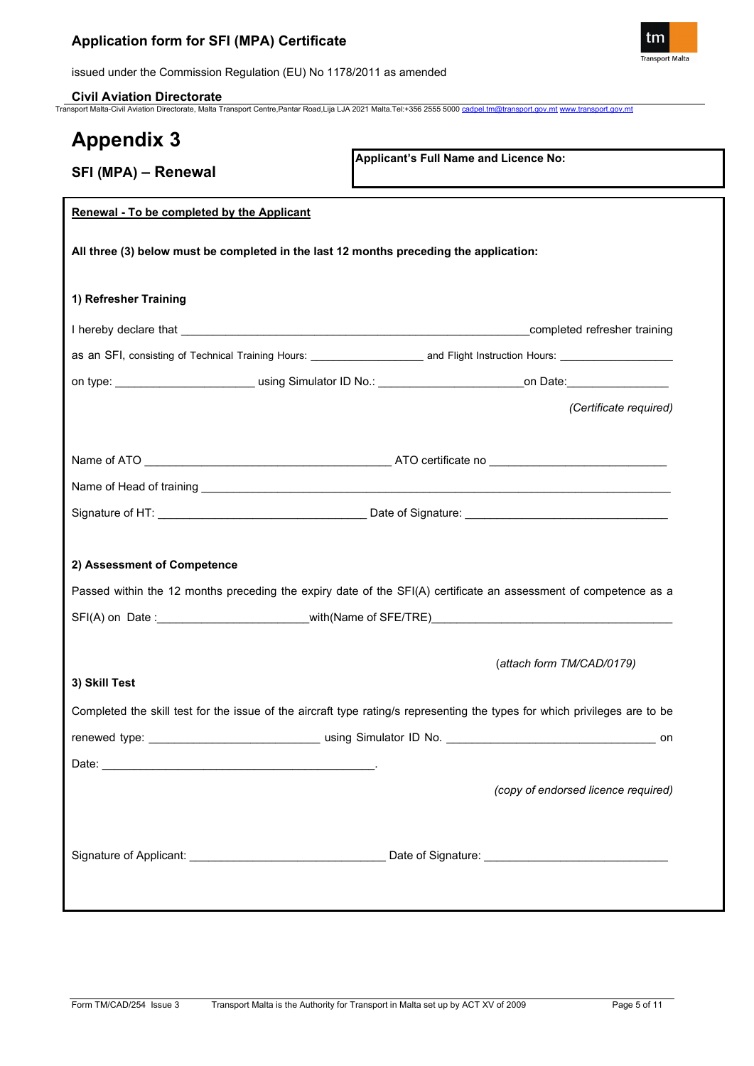# Appendix 3

## SFI (MPA) – Renewal

**Applicant's Full Name and Licence No:**

**Renewal - To be completed by the Applicant**

**All three (3) below must be completed in the last 12 months preceding the application:**

**1) Refresher Training**

I hereby declare that ______________________________________________completed refresher training

as an SFI, consisting of Technical Training Hours: ________________ and Flight Instruction Hours: ________________

on type: ____________________ using Simulator ID No.: ____________________on Date:______________

*(Certificate required)*

Name of ATO ____________________________________ ATO certificate no ________________________

Name of Head of training ________________________________________________________________________

Signature of HT: ______________________________ Date of Signature: ______________________________

**2) Assessment of Competence**

Passed within the 12 months preceding the expiry date of the SFI(A) certificate an assessment of competence as a SFI(A) on Date :_____________________with(Name of SFE/TRE)___________________________________

(*attach form TM/CAD/0179*)

**3) Skill Test**

Completed the skill test for the issue of the aircraft type rating/s representing the types for which privileges are to be renewed type: ________________________ using Simulator ID No. ______________________________ on Date: __________________________________________.

*(copy of endorsed licence required)*

Signature of Applicant: ____________________________ Date of Signature: __________________________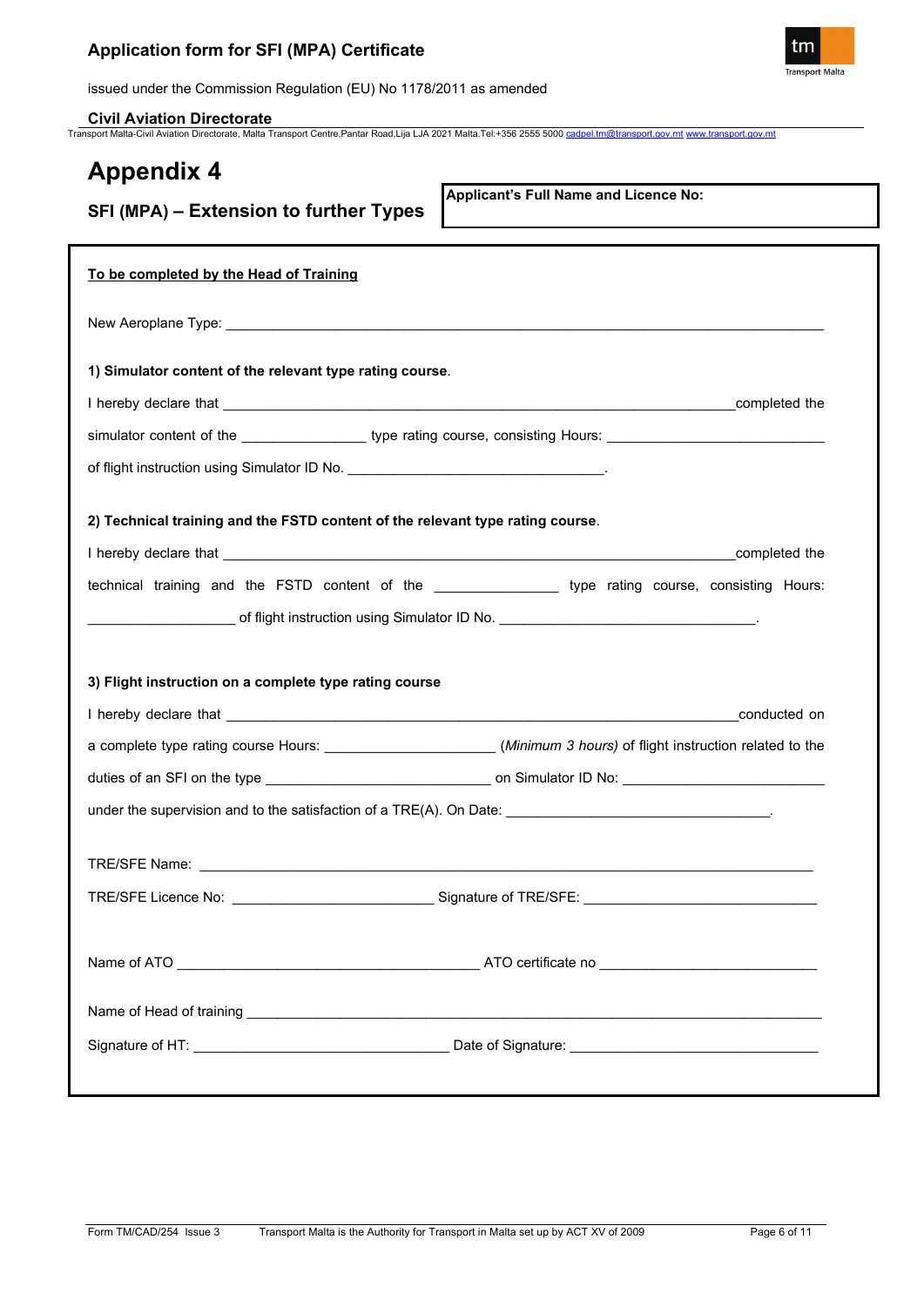# Appendix 4

## SFI (MPA) – Extension to further Types

**Applicant's Full Name and Licence No:**

**To be completed by the Head of Training**

New Aeroplane Type: ______________________________________________

**1) Simulator content of the relevant type rating course.**

I hereby declare that ______________________________________________ completed the simulator content of the ________________ type rating course, consisting Hours: ____________________________ of flight instruction using Simulator ID No. _________________________________.

**2) Technical training and the FSTD content of the relevant type rating course.**

I hereby declare that ______________________________________________ completed the technical training and the FSTD content of the ________________ type rating course, consisting Hours: ___________________ of flight instruction using Simulator ID No. _________________________________.

**3) Flight instruction on a complete type rating course**

I hereby declare that ______________________________________________ conducted on a complete type rating course Hours: _____________________ (*Minimum 3 hours)* of flight instruction related to the duties of an SFI on the type _____________________________ on Simulator ID No: __________________________ under the supervision and to the satisfaction of a TRE(A). On Date: __________________________________.

TRE/SFE Name: ______________________________________________

TRE/SFE Licence No: __________________________ Signature of TRE/SFE: ______________________________

Name of ATO _______________________________________ ATO certificate no ____________________________

Name of Head of training ______________________________________________

Signature of HT: _________________________________ Date of Signature: ________________________________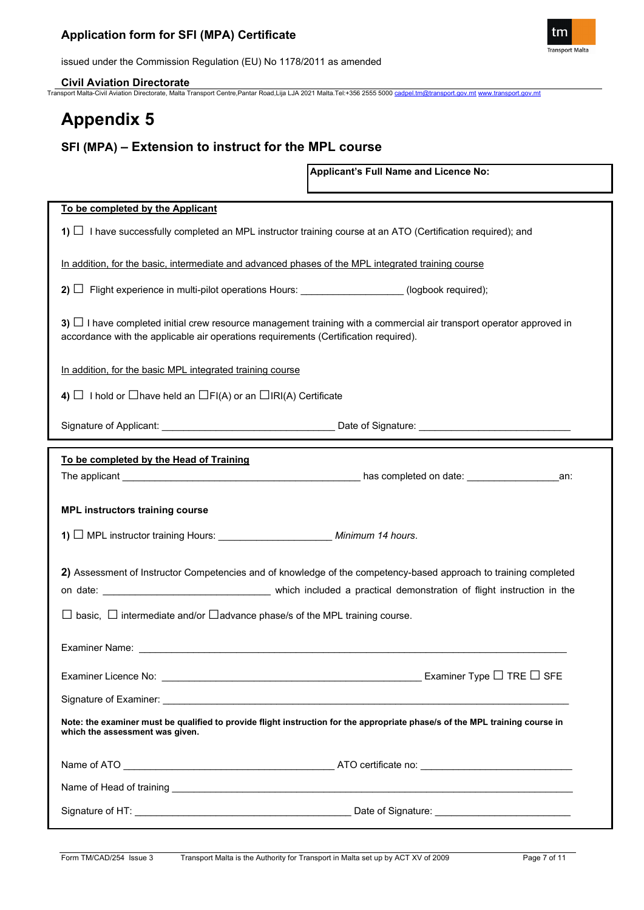# Appendix 5

## SFI (MPA) – Extension to instruct for the MPL course

**Applicant's Full Name and Licence No:**

**To be completed by the Applicant**

**1)** ☐ I have successfully completed an MPL instructor training course at an ATO (Certification required); and

In addition, for the basic, intermediate and advanced phases of the MPL integrated training course

**2)** ☐ Flight experience in multi-pilot operations Hours: __________________ (logbook required);

**3)** ☐ I have completed initial crew resource management training with a commercial air transport operator approved in accordance with the applicable air operations requirements (Certification required).

In addition, for the basic MPL integrated training course

**4)** ☐ I hold or ☐have held an ☐FI(A) or an ☐IRI(A) Certificate

Signature of Applicant: ______________________________ Date of Signature: ___________________________

**To be completed by the Head of Training**

The applicant ___________________________________________ has completed on date: ________________an:

**MPL instructors training course**

**1)** ☐ MPL instructor training Hours: ____________________ *Minimum 14 hours*.

**2)** Assessment of Instructor Competencies and of knowledge of the competency-based approach to training completed on date: ______________________________ which included a practical demonstration of flight instruction in the

☐ basic, ☐ intermediate and/or ☐advance phase/s of the MPL training course.

Examiner Name: ____________________________________________________________________________

Examiner Licence No: ______________________________________________ Examiner Type ☐ TRE ☐ SFE

Signature of Examiner: _______________________________________________________________________

**Note: the examiner must be qualified to provide flight instruction for the appropriate phase/s of the MPL training course in which the assessment was given.**

Name of ATO ____________________________________ ATO certificate no: ___________________________

Name of Head of training _______________________________________________________________________

Signature of HT: _______________________________________ Date of Signature: ________________________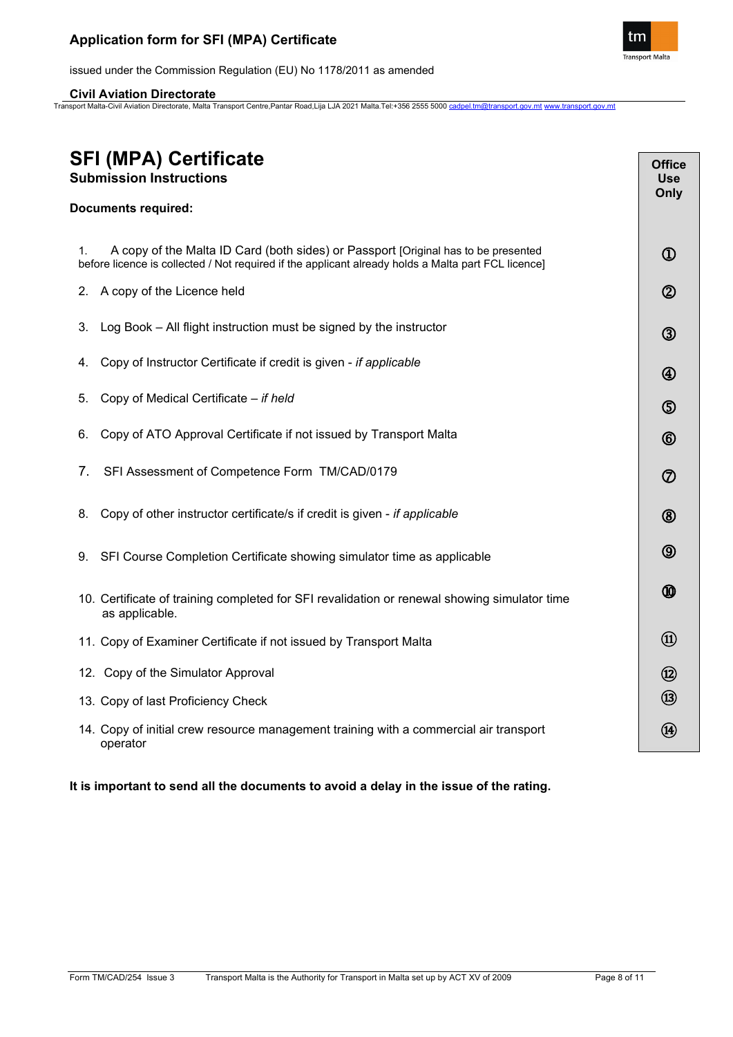# SFI (MPA) Certificate

## Submission Instructions

**Documents required:**

| | Office Use Only |
|---|---|
| 1. A copy of the Malta ID Card (both sides) or Passport [Original has to be presented before licence is collected / Not required if the applicant already holds a Malta part FCL licence] | ① |
| 2. A copy of the Licence held | ② |
| 3. Log Book – All flight instruction must be signed by the instructor | ③ |
| 4. Copy of Instructor Certificate if credit is given - *if applicable* | ④ |
| 5. Copy of Medical Certificate – *if held* | ⑤ |
| 6. Copy of ATO Approval Certificate if not issued by Transport Malta | ⑥ |
| 7. SFI Assessment of Competence Form TM/CAD/0179 | ⑦ |
| 8. Copy of other instructor certificate/s if credit is given - *if applicable* | ⑧ |
| 9. SFI Course Completion Certificate showing simulator time as applicable | ⑨ |
| 10. Certificate of training completed for SFI revalidation or renewal showing simulator time as applicable. | ⑩ |
| 11. Copy of Examiner Certificate if not issued by Transport Malta | ⑪ |
| 12. Copy of the Simulator Approval | ⑫ |
| 13. Copy of last Proficiency Check | ⑬ |
| 14. Copy of initial crew resource management training with a commercial air transport operator | ⑭ |

**It is important to send all the documents to avoid a delay in the issue of the rating.**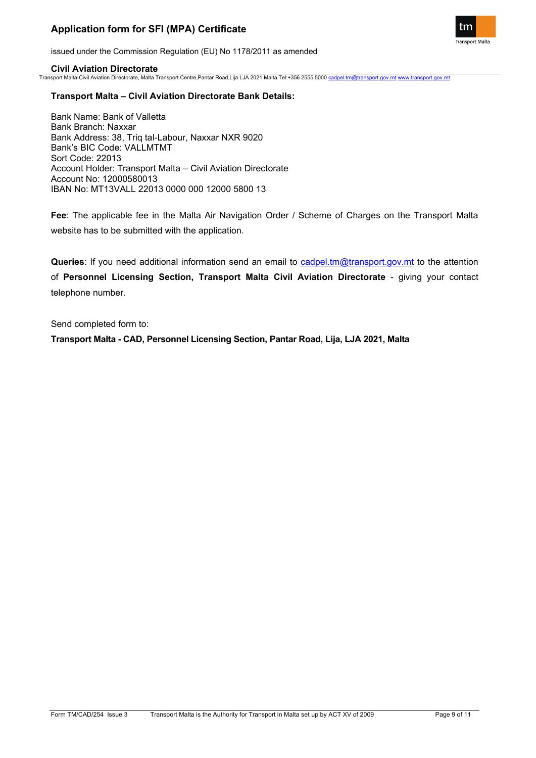**Transport Malta – Civil Aviation Directorate Bank Details:**

Bank Name: Bank of Valletta
Bank Branch: Naxxar
Bank Address: 38, Triq tal-Labour, Naxxar NXR 9020
Bank's BIC Code: VALLMTMT
Sort Code: 22013
Account Holder: Transport Malta – Civil Aviation Directorate
Account No: 12000580013
IBAN No: MT13VALL 22013 0000 000 12000 5800 13

**Fee**: The applicable fee in the Malta Air Navigation Order / Scheme of Charges on the Transport Malta website has to be submitted with the application.

**Queries**: If you need additional information send an email to cadpel.tm@transport.gov.mt to the attention of **Personnel Licensing Section, Transport Malta Civil Aviation Directorate** - giving your contact telephone number.

Send completed form to:

**Transport Malta - CAD, Personnel Licensing Section, Pantar Road, Lija, LJA 2021, Malta**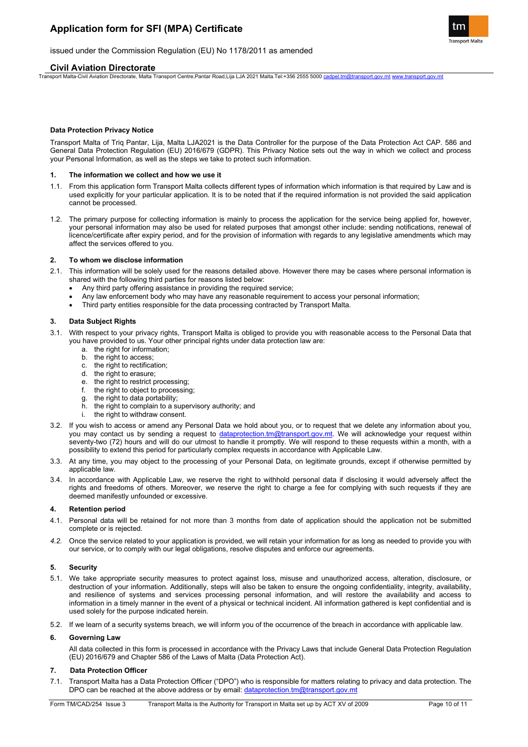**Data Protection Privacy Notice**

Transport Malta of Triq Pantar, Lija, Malta LJA2021 is the Data Controller for the purpose of the Data Protection Act CAP. 586 and General Data Protection Regulation (EU) 2016/679 (GDPR). This Privacy Notice sets out the way in which we collect and process your Personal Information, as well as the steps we take to protect such information.

**1. The information we collect and how we use it**

1.1. From this application form Transport Malta collects different types of information which information is that required by Law and is used explicitly for your particular application. It is to be noted that if the required information is not provided the said application cannot be processed.

1.2. The primary purpose for collecting information is mainly to process the application for the service being applied for, however, your personal information may also be used for related purposes that amongst other include: sending notifications, renewal of licence/certificate after expiry period, and for the provision of information with regards to any legislative amendments which may affect the services offered to you.

**2. To whom we disclose information**

2.1. This information will be solely used for the reasons detailed above. However there may be cases where personal information is shared with the following third parties for reasons listed below:

- Any third party offering assistance in providing the required service;
- Any law enforcement body who may have any reasonable requirement to access your personal information;
- Third party entities responsible for the data processing contracted by Transport Malta.

**3. Data Subject Rights**

3.1. With respect to your privacy rights, Transport Malta is obliged to provide you with reasonable access to the Personal Data that you have provided to us. Your other principal rights under data protection law are:

a. the right for information;
b. the right to access;
c. the right to rectification;
d. the right to erasure;
e. the right to restrict processing;
f. the right to object to processing;
g. the right to data portability;
h. the right to complain to a supervisory authority; and
i. the right to withdraw consent.

3.2. If you wish to access or amend any Personal Data we hold about you, or to request that we delete any information about you, you may contact us by sending a request to dataprotection.tm@transport.gov.mt. We will acknowledge your request within seventy-two (72) hours and will do our utmost to handle it promptly. We will respond to these requests within a month, with a possibility to extend this period for particularly complex requests in accordance with Applicable Law.

3.3. At any time, you may object to the processing of your Personal Data, on legitimate grounds, except if otherwise permitted by applicable law.

3.4. In accordance with Applicable Law, we reserve the right to withhold personal data if disclosing it would adversely affect the rights and freedoms of others. Moreover, we reserve the right to charge a fee for complying with such requests if they are deemed manifestly unfounded or excessive.

**4. Retention period**

4.1. Personal data will be retained for not more than 3 months from date of application should the application not be submitted complete or is rejected.

*4.2.* Once the service related to your application is provided, we will retain your information for as long as needed to provide you with our service, or to comply with our legal obligations, resolve disputes and enforce our agreements.

**5. Security**

5.1. We take appropriate security measures to protect against loss, misuse and unauthorized access, alteration, disclosure, or destruction of your information. Additionally, steps will also be taken to ensure the ongoing confidentiality, integrity, availability, and resilience of systems and services processing personal information, and will restore the availability and access to information in a timely manner in the event of a physical or technical incident. All information gathered is kept confidential and is used solely for the purpose indicated herein.

5.2. If we learn of a security systems breach, we will inform you of the occurrence of the breach in accordance with applicable law.

**6. Governing Law**

All data collected in this form is processed in accordance with the Privacy Laws that include General Data Protection Regulation (EU) 2016/679 and Chapter 586 of the Laws of Malta (Data Protection Act).

**7. Data Protection Officer**

7.1. Transport Malta has a Data Protection Officer ("DPO") who is responsible for matters relating to privacy and data protection. The DPO can be reached at the above address or by email: dataprotection.tm@transport.gov.mt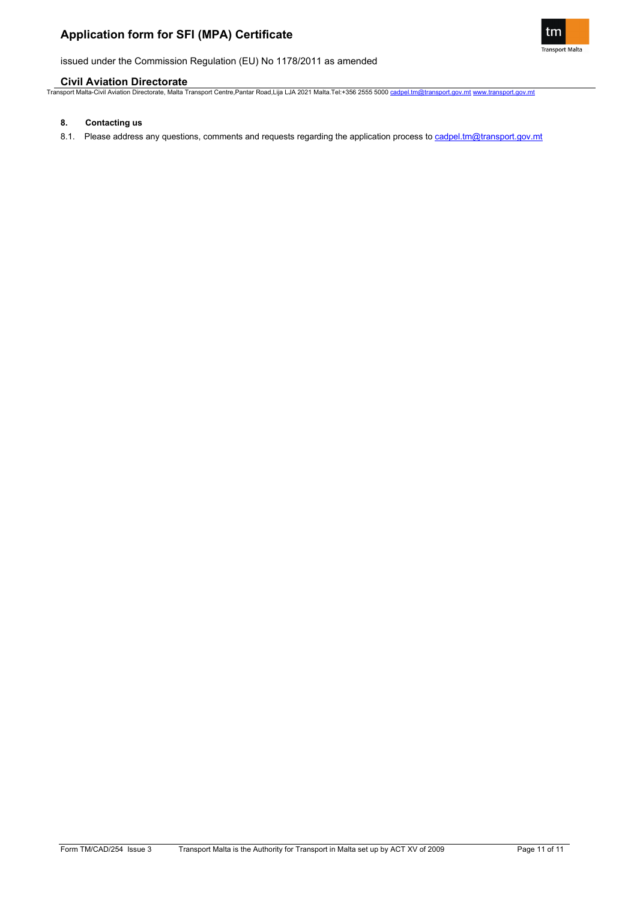## 8. Contacting us

8.1. Please address any questions, comments and requests regarding the application process to cadpel.tm@transport.gov.mt